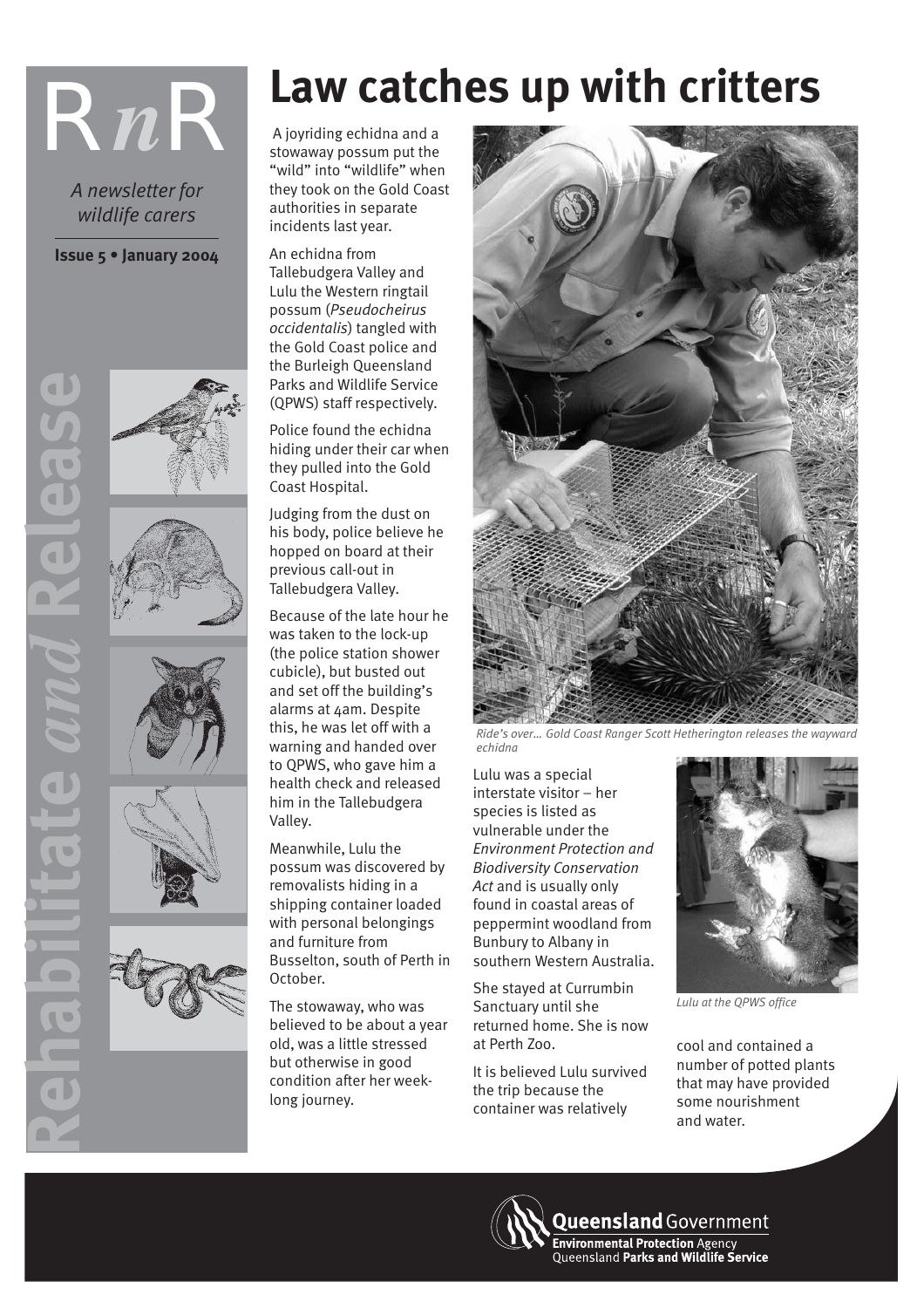# RnR

*A newsletter for wildlife carers*

**Issue 5 • January 2004**

**Rehabilitate *and* Release**

# Law catches up with critters

A joyriding echidna and a stowaway possum put the "wild" into "wildlife" when they took on the Gold Coast authorities in separate incidents last year.

An echidna from Tallebudgera Valley and Lulu the Western ringtail possum (*Pseudocheirus occidentalis*) tangled with the Gold Coast police and the Burleigh Queensland Parks and Wildlife Service (QPWS) staff respectively.

Police found the echidna hiding under their car when they pulled into the Gold Coast Hospital.

Judging from the dust on his body, police believe he hopped on board at their previous call-out in Tallebudgera Valley.

Because of the late hour he was taken to the lock-up (the police station shower cubicle), but busted out and set off the building's alarms at 4am. Despite this, he was let off with a warning and handed over to QPWS, who gave him a health check and released him in the Tallebudgera Valley.

Meanwhile, Lulu the possum was discovered by removalists hiding in a shipping container loaded with personal belongings and furniture from Busselton, south of Perth in October.

The stowaway, who was believed to be about a year old, was a little stressed but otherwise in good condition after her week-long journey.

*Ride's over... Gold Coast Ranger Scott Hetherington releases the wayward echidna*

Lulu was a special interstate visitor – her species is listed as vulnerable under the *Environment Protection and Biodiversity Conservation Act* and is usually only found in coastal areas of peppermint woodland from Bunbury to Albany in southern Western Australia.

She stayed at Currumbin Sanctuary until she returned home. She is now at Perth Zoo.

It is believed Lulu survived the trip because the container was relatively cool and contained a number of potted plants that may have provided some nourishment and water.

*Lulu at the QPWS office*

**Queensland** Government
**Environmental Protection** Agency
Queensland **Parks and Wildlife Service**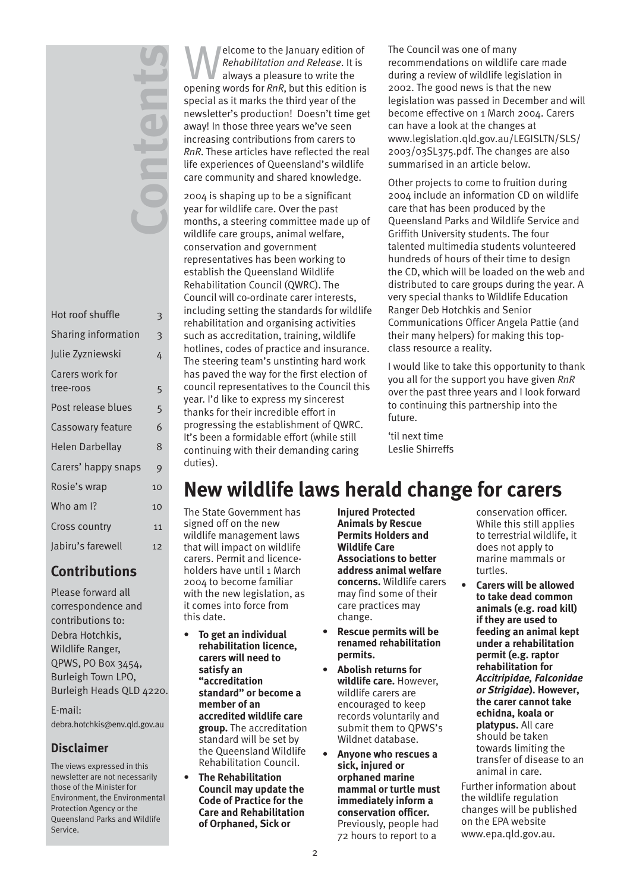## Contents

| | |
|---|---|
| Hot roof shuffle | 3 |
| Sharing information | 3 |
| Julie Zyzniewski | 4 |
| Carers work for tree-roos | 5 |
| Post release blues | 5 |
| Cassowary feature | 6 |
| Helen Darbellay | 8 |
| Carers' happy snaps | 9 |
| Rosie's wrap | 10 |
| Who am I? | 10 |
| Cross country | 11 |
| Jabiru's farewell | 12 |

### Contributions

Please forward all correspondence and contributions to:
Debra Hotchkis,
Wildlife Ranger,
QPWS, PO Box 3454,
Burleigh Town LPO,
Burleigh Heads QLD 4220.

E-mail:
debra.hotchkis@env.qld.gov.au

### Disclaimer

The views expressed in this newsletter are not necessarily those of the Minister for Environment, the Environmental Protection Agency or the Queensland Parks and Wildlife Service.

Welcome to the January edition of *Rehabilitation and Release*. It is always a pleasure to write the opening words for *RnR*, but this edition is special as it marks the third year of the newsletter's production! Doesn't time get away! In those three years we've seen increasing contributions from carers to *RnR*. These articles have reflected the real life experiences of Queensland's wildlife care community and shared knowledge.

2004 is shaping up to be a significant year for wildlife care. Over the past months, a steering committee made up of wildlife care groups, animal welfare, conservation and government representatives has been working to establish the Queensland Wildlife Rehabilitation Council (QWRC). The Council will co-ordinate carer interests, including setting the standards for wildlife rehabilitation and organising activities such as accreditation, training, wildlife hotlines, codes of practice and insurance. The steering team's unstinting hard work has paved the way for the first election of council representatives to the Council this year. I'd like to express my sincerest thanks for their incredible effort in progressing the establishment of QWRC. It's been a formidable effort (while still continuing with their demanding caring duties).

The Council was one of many recommendations on wildlife care made during a review of wildlife legislation in 2002. The good news is that the new legislation was passed in December and will become effective on 1 March 2004. Carers can have a look at the changes at www.legislation.qld.gov.au/LEGISLTN/SLS/2003/03SL375.pdf. The changes are also summarised in an article below.

Other projects to come to fruition during 2004 include an information CD on wildlife care that has been produced by the Queensland Parks and Wildlife Service and Griffith University students. The four talented multimedia students volunteered hundreds of hours of their time to design the CD, which will be loaded on the web and distributed to care groups during the year. A very special thanks to Wildlife Education Ranger Deb Hotchkis and Senior Communications Officer Angela Pattie (and their many helpers) for making this top-class resource a reality.

I would like to take this opportunity to thank you all for the support you have given *RnR* over the past three years and I look forward to continuing this partnership into the future.

'til next time
Leslie Shirreffs

# New wildlife laws herald change for carers

The State Government has signed off on the new wildlife management laws that will impact on wildlife carers. Permit and licence-holders have until 1 March 2004 to become familiar with the new legislation, as it comes into force from this date.

- **To get an individual rehabilitation licence, carers will need to satisfy an "accreditation standard" or become a member of an accredited wildlife care group.** The accreditation standard will be set by the Queensland Wildlife Rehabilitation Council.
- **The Rehabilitation Council may update the Code of Practice for the Care and Rehabilitation of Orphaned, Sick or Injured Protected Animals by Rescue Permits Holders and Wildlife Care Associations to better address animal welfare concerns.** Wildlife carers may find some of their care practices may change.
- **Rescue permits will be renamed rehabilitation permits.**
- **Abolish returns for wildlife care.** However, wildlife carers are encouraged to keep records voluntarily and submit them to QPWS's Wildnet database.
- **Anyone who rescues a sick, injured or orphaned marine mammal or turtle must immediately inform a conservation officer.** Previously, people had 72 hours to report to a conservation officer. While this still applies to terrestrial wildlife, it does not apply to marine mammals or turtles.
- **Carers will be allowed to take dead common animals (e.g. road kill) if they are used to feeding an animal kept under a rehabilitation permit (e.g. raptor rehabilitation for *Accitripidae, Falconidae or Strigidae*). However, the carer cannot take echidna, koala or platypus.** All care should be taken towards limiting the transfer of disease to an animal in care.

Further information about the wildlife regulation changes will be published on the EPA website www.epa.qld.gov.au.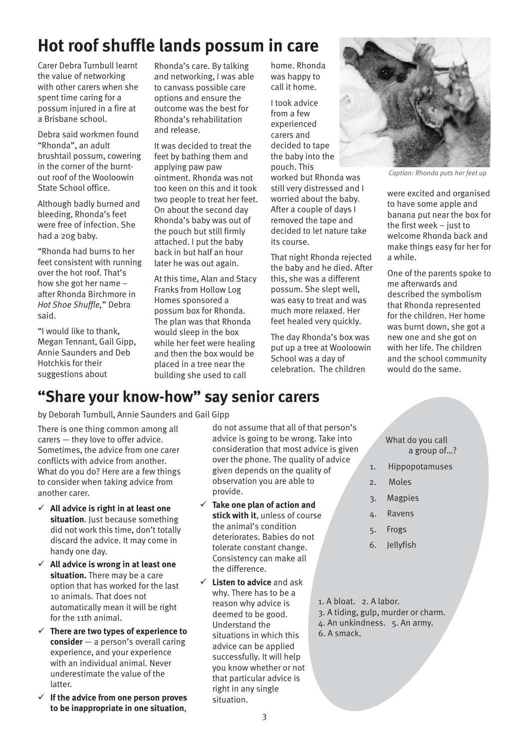# Hot roof shuffle lands possum in care

Carer Debra Turnbull learnt the value of networking with other carers when she spent time caring for a possum injured in a fire at a Brisbane school.

Debra said workmen found "Rhonda", an adult brushtail possum, cowering in the corner of the burnt-out roof of the Wooloowin State School office.

Although badly burned and bleeding, Rhonda's feet were free of infection. She had a 20g baby.

"Rhonda had burns to her feet consistent with running over the hot roof. That's how she got her name – after Rhonda Birchmore in *Hot Shoe Shuffle,*" Debra said.

"I would like to thank, Megan Tennant, Gail Gipp, Annie Saunders and Deb Hotchkis for their suggestions about Rhonda's care. By talking and networking, I was able to canvass possible care options and ensure the outcome was the best for Rhonda's rehabilitation and release.

It was decided to treat the feet by bathing them and applying paw paw ointment. Rhonda was not too keen on this and it took two people to treat her feet. On about the second day Rhonda's baby was out of the pouch but still firmly attached. I put the baby back in but half an hour later he was out again.

At this time, Alan and Stacy Franks from Hollow Log Homes sponsored a possum box for Rhonda. The plan was that Rhonda would sleep in the box while her feet were healing and then the box would be placed in a tree near the building she used to call home. Rhonda was happy to call it home.

I took advice from a few experienced carers and decided to tape the baby into the pouch. This worked but Rhonda was still very distressed and I worried about the baby. After a couple of days I removed the tape and decided to let nature take its course.

That night Rhonda rejected the baby and he died. After this, she was a different possum. She slept well, was easy to treat and was much more relaxed. Her feet healed very quickly.

The day Rhonda's box was put up a tree at Wooloowin School was a day of celebration. The children were excited and organised to have some apple and banana put near the box for the first week – just to welcome Rhonda back and make things easy for her for a while.

One of the parents spoke to me afterwards and described the symbolism that Rhonda represented for the children. Her home was burnt down, she got a new one and she got on with her life. The children and the school community would do the same.

*Caption: Rhonda puts her feet up*

# "Share your know-how" say senior carers

by Deborah Turnbull, Annie Saunders and Gail Gipp

There is one thing common among all carers — they love to offer advice. Sometimes, the advice from one carer conflicts with advice from another. What do you do? Here are a few things to consider when taking advice from another carer.

- ✓ **All advice is right in at least one situation**. Just because something did not work this time, don't totally discard the advice. It may come in handy one day.
- ✓ **All advice is wrong in at least one situation.** There may be a care option that has worked for the last 10 animals. That does not automatically mean it will be right for the 11th animal.
- ✓ **There are two types of experience to consider** — a person's overall caring experience, and your experience with an individual animal. Never underestimate the value of the latter.
- ✓ **If the advice from one person proves to be inappropriate in one situation**, do not assume that all of that person's advice is going to be wrong. Take into consideration that most advice is given over the phone. The quality of advice given depends on the quality of observation you are able to provide.
- ✓ **Take one plan of action and stick with it**, unless of course the animal's condition deteriorates. Babies do not tolerate constant change. Consistency can make all the difference.
- ✓ **Listen to advice** and ask why. There has to be a reason why advice is deemed to be good. Understand the situations in which this advice can be applied successfully. It will help you know whether or not that particular advice is right in any single situation.

What do you call a group of...?

1. Hippopotamuses
2. Moles
3. Magpies
4. Ravens
5. Frogs
6. Jellyfish

1. A bloat. 2. A labor.
3. A tiding, gulp, murder or charm.
4. An unkindness. 5. An army.
6. A smack.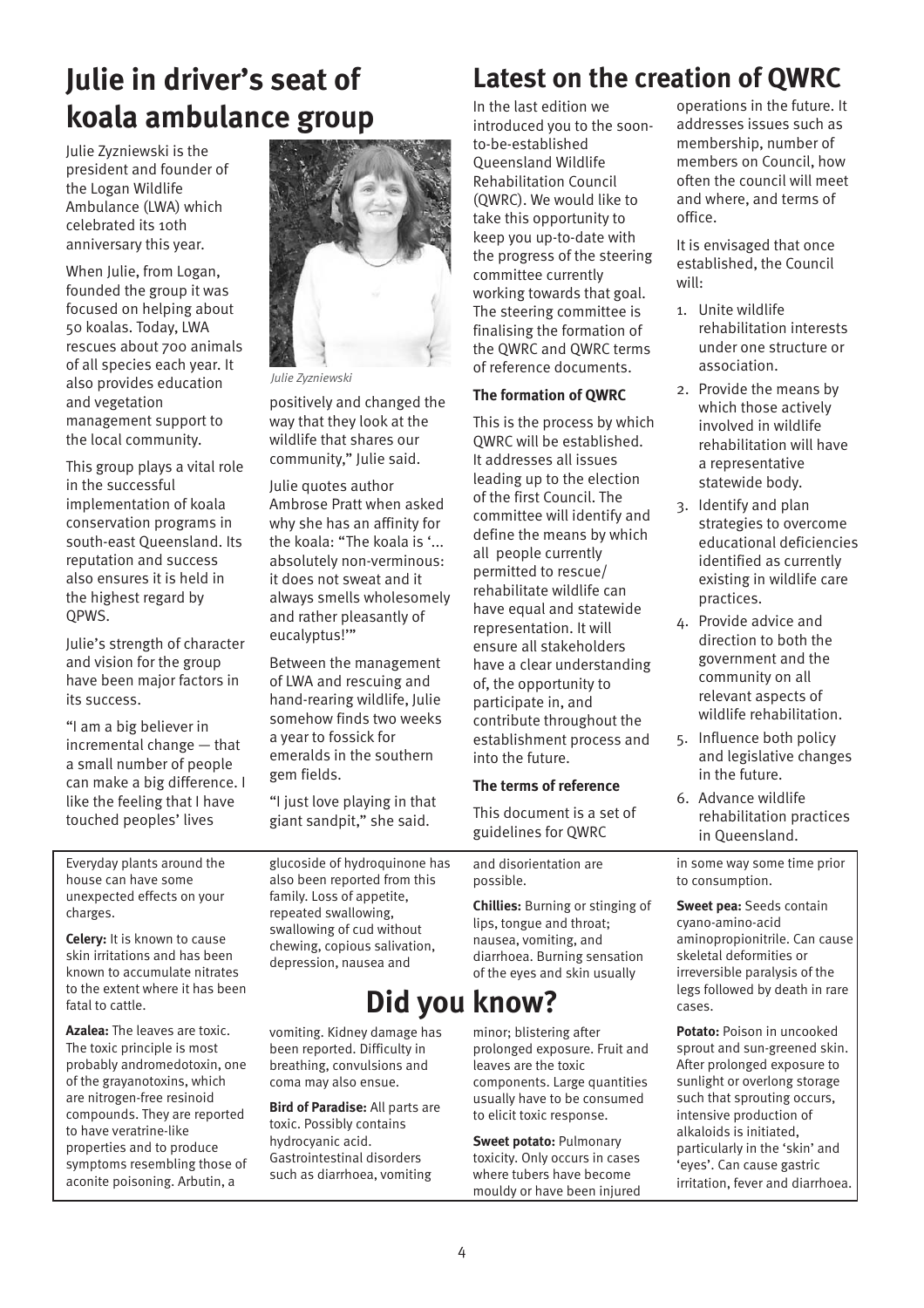## Julie in driver's seat of koala ambulance group

Julie Zyzniewski is the president and founder of the Logan Wildlife Ambulance (LWA) which celebrated its 10th anniversary this year.

When Julie, from Logan, founded the group it was focused on helping about 50 koalas. Today, LWA rescues about 700 animals of all species each year. It also provides education and vegetation management support to the local community.

This group plays a vital role in the successful implementation of koala conservation programs in south-east Queensland. Its reputation and success also ensures it is held in the highest regard by QPWS.

Julie's strength of character and vision for the group have been major factors in its success.

"I am a big believer in incremental change — that a small number of people can make a big difference. I like the feeling that I have touched peoples' lives positively and changed the way that they look at the wildlife that shares our community," Julie said.

*Julie Zyzniewski*

Julie quotes author Ambrose Pratt when asked why she has an affinity for the koala: "The koala is '... absolutely non-verminous: it does not sweat and it always smells wholesomely and rather pleasantly of eucalyptus!'"

Between the management of LWA and rescuing and hand-rearing wildlife, Julie somehow finds two weeks a year to fossick for emeralds in the southern gem fields.

"I just love playing in that giant sandpit," she said.

## Latest on the creation of QWRC

In the last edition we introduced you to the soon-to-be-established Queensland Wildlife Rehabilitation Council (QWRC). We would like to take this opportunity to keep you up-to-date with the progress of the steering committee currently working towards that goal. The steering committee is finalising the formation of the QWRC and QWRC terms of reference documents.

### The formation of QWRC

This is the process by which QWRC will be established. It addresses all issues leading up to the election of the first Council. The committee will identify and define the means by which all people currently permitted to rescue/ rehabilitate wildlife can have equal and statewide representation. It will ensure all stakeholders have a clear understanding of, the opportunity to participate in, and contribute throughout the establishment process and into the future.

### The terms of reference

This document is a set of guidelines for QWRC operations in the future. It addresses issues such as membership, number of members on Council, how often the council will meet and where, and terms of office.

It is envisaged that once established, the Council will:

1. Unite wildlife rehabilitation interests under one structure or association.
2. Provide the means by which those actively involved in wildlife rehabilitation will have a representative statewide body.
3. Identify and plan strategies to overcome educational deficiencies identified as currently existing in wildlife care practices.
4. Provide advice and direction to both the government and the community on all relevant aspects of wildlife rehabilitation.
5. Influence both policy and legislative changes in the future.
6. Advance wildlife rehabilitation practices in Queensland.

## Did you know?

Everyday plants around the house can have some unexpected effects on your charges.

**Celery:** It is known to cause skin irritations and has been known to accumulate nitrates to the extent where it has been fatal to cattle.

**Azalea:** The leaves are toxic. The toxic principle is most probably andromedotoxin, one of the grayanotoxins, which are nitrogen-free resinoid compounds. They are reported to have veratrine-like properties and to produce symptoms resembling those of aconite poisoning. Arbutin, a glucoside of hydroquinone has also been reported from this family. Loss of appetite, repeated swallowing, swallowing of cud without chewing, copious salivation, depression, nausea and vomiting. Kidney damage has been reported. Difficulty in breathing, convulsions and coma may also ensue.

**Bird of Paradise:** All parts are toxic. Possibly contains hydrocyanic acid. Gastrointestinal disorders such as diarrhoea, vomiting and disorientation are possible.

**Chillies:** Burning or stinging of lips, tongue and throat; nausea, vomiting, and diarrhoea. Burning sensation of the eyes and skin usually minor; blistering after prolonged exposure. Fruit and leaves are the toxic components. Large quantities usually have to be consumed to elicit toxic response.

**Sweet potato:** Pulmonary toxicity. Only occurs in cases where tubers have become mouldy or have been injured in some way some time prior to consumption.

**Sweet pea:** Seeds contain cyano-amino-acid aminopropionitrile. Can cause skeletal deformities or irreversible paralysis of the legs followed by death in rare cases.

**Potato:** Poison in uncooked sprout and sun-greened skin. After prolonged exposure to sunlight or overlong storage such that sprouting occurs, intensive production of alkaloids is initiated, particularly in the 'skin' and 'eyes'. Can cause gastric irritation, fever and diarrhoea.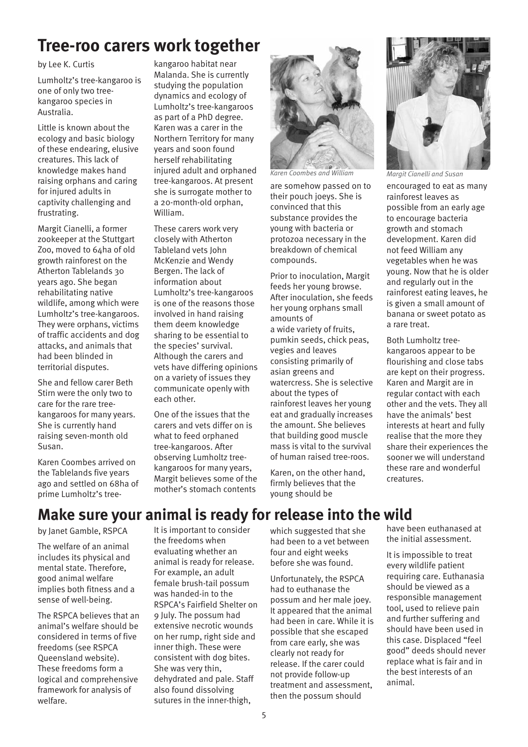# Tree-roo carers work together

by Lee K. Curtis

Lumholtz's tree-kangaroo is one of only two tree-kangaroo species in Australia.

Little is known about the ecology and basic biology of these endearing, elusive creatures. This lack of knowledge makes hand raising orphans and caring for injured adults in captivity challenging and frustrating.

Margit Cianelli, a former zookeeper at the Stuttgart Zoo, moved to 64ha of old growth rainforest on the Atherton Tablelands 30 years ago. She began rehabilitating native wildlife, among which were Lumholtz's tree-kangaroos. They were orphans, victims of traffic accidents and dog attacks, and animals that had been blinded in territorial disputes.

She and fellow carer Beth Stirn were the only two to care for the rare tree-kangaroos for many years. She is currently hand raising seven-month old Susan.

Karen Coombes arrived on the Tablelands five years ago and settled on 68ha of prime Lumholtz's tree-kangaroo habitat near Malanda. She is currently studying the population dynamics and ecology of Lumholtz's tree-kangaroos as part of a PhD degree. Karen was a carer in the Northern Territory for many years and soon found herself rehabilitating injured adult and orphaned tree-kangaroos. At present she is surrogate mother to a 20-month-old orphan, William.

These carers work very closely with Atherton Tableland vets John McKenzie and Wendy Bergen. The lack of information about Lumholtz's tree-kangaroos is one of the reasons those involved in hand raising them deem knowledge sharing to be essential to the species' survival. Although the carers and vets have differing opinions on a variety of issues they communicate openly with each other.

One of the issues that the carers and vets differ on is what to feed orphaned tree-kangaroos. After observing Lumholtz tree-kangaroos for many years, Margit believes some of the mother's stomach contents are somehow passed on to their pouch joeys. She is convinced that this substance provides the young with bacteria or protozoa necessary in the breakdown of chemical compounds.

*Karen Coombes and William*

Prior to inoculation, Margit feeds her young browse. After inoculation, she feeds her young orphans small amounts of a wide variety of fruits, pumkin seeds, chick peas, vegies and leaves consisting primarily of asian greens and watercress. She is selective about the types of rainforest leaves her young eat and gradually increases the amount. She believes that building good muscle mass is vital to the survival of human raised tree-roos.

Karen, on the other hand, firmly believes that the young should be encouraged to eat as many rainforest leaves as possible from an early age to encourage bacteria growth and stomach development. Karen did not feed William any vegetables when he was young. Now that he is older and regularly out in the rainforest eating leaves, he is given a small amount of banana or sweet potato as a rare treat.

*Margit Cianelli and Susan*

Both Lumholtz tree-kangaroos appear to be flourishing and close tabs are kept on their progress. Karen and Margit are in regular contact with each other and the vets. They all have the animals' best interests at heart and fully realise that the more they share their experiences the sooner we will understand these rare and wonderful creatures.

# Make sure your animal is ready for release into the wild

by Janet Gamble, RSPCA

The welfare of an animal includes its physical and mental state. Therefore, good animal welfare implies both fitness and a sense of well-being.

The RSPCA believes that an animal's welfare should be considered in terms of five freedoms (see RSPCA Queensland website). These freedoms form a logical and comprehensive framework for analysis of welfare.

It is important to consider the freedoms when evaluating whether an animal is ready for release. For example, an adult female brush-tail possum was handed-in to the RSPCA's Fairfield Shelter on 9 July. The possum had extensive necrotic wounds on her rump, right side and inner thigh. These were consistent with dog bites. She was very thin, dehydrated and pale. Staff also found dissolving sutures in the inner-thigh, which suggested that she had been to a vet between four and eight weeks before she was found.

Unfortunately, the RSPCA had to euthanase the possum and her male joey. It appeared that the animal had been in care. While it is possible that she escaped from care early, she was clearly not ready for release. If the carer could not provide follow-up treatment and assessment, then the possum should have been euthanased at the initial assessment.

It is impossible to treat every wildlife patient requiring care. Euthanasia should be viewed as a responsible management tool, used to relieve pain and further suffering and should have been used in this case. Displaced "feel good" deeds should never replace what is fair and in the best interests of an animal.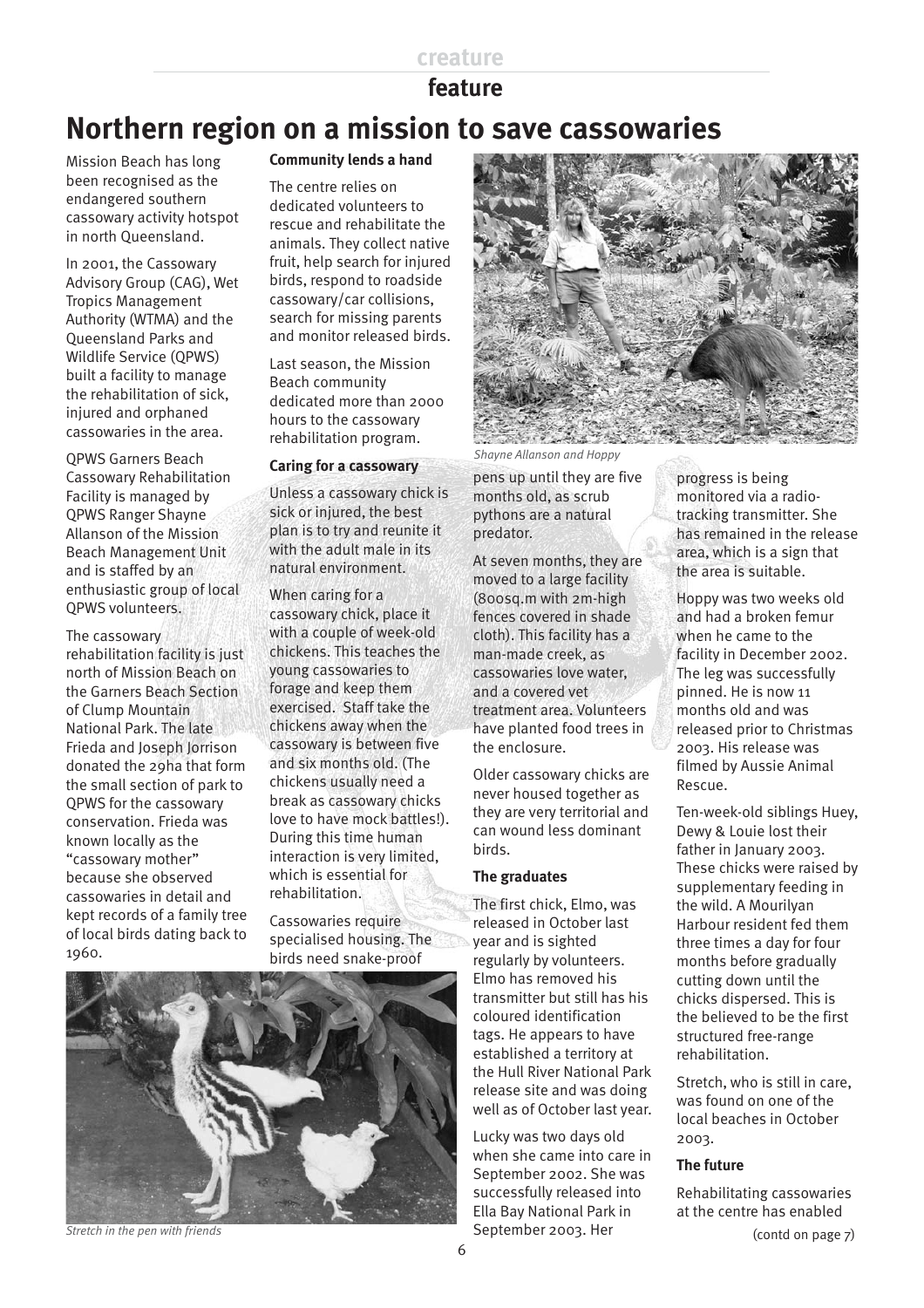creature

feature

# Northern region on a mission to save cassowaries

Mission Beach has long been recognised as the endangered southern cassowary activity hotspot in north Queensland.

In 2001, the Cassowary Advisory Group (CAG), Wet Tropics Management Authority (WTMA) and the Queensland Parks and Wildlife Service (QPWS) built a facility to manage the rehabilitation of sick, injured and orphaned cassowaries in the area.

QPWS Garners Beach Cassowary Rehabilitation Facility is managed by QPWS Ranger Shayne Allanson of the Mission Beach Management Unit and is staffed by an enthusiastic group of local QPWS volunteers.

The cassowary rehabilitation facility is just north of Mission Beach on the Garners Beach Section of Clump Mountain National Park. The late Frieda and Joseph Jorrison donated the 29ha that form the small section of park to QPWS for the cassowary conservation. Frieda was known locally as the "cassowary mother" because she observed cassowaries in detail and kept records of a family tree of local birds dating back to 1960.

**Community lends a hand**

The centre relies on dedicated volunteers to rescue and rehabilitate the animals. They collect native fruit, help search for injured birds, respond to roadside cassowary/car collisions, search for missing parents and monitor released birds.

Last season, the Mission Beach community dedicated more than 2000 hours to the cassowary rehabilitation program.

**Caring for a cassowary**

Unless a cassowary chick is sick or injured, the best plan is to try and reunite it with the adult male in its natural environment.

When caring for a cassowary chick, place it with a couple of week-old chickens. This teaches the young cassowaries to forage and keep them exercised. Staff take the chickens away when the cassowary is between five and six months old. (The chickens usually need a break as cassowary chicks love to have mock battles!). During this time human interaction is very limited, which is essential for rehabilitation.

Cassowaries require specialised housing. The birds need snake-proof pens up until they are five months old, as scrub pythons are a natural predator.

*Shayne Allanson and Hoppy*

*Stretch in the pen with friends*

At seven months, they are moved to a large facility (800sq.m with 2m-high fences covered in shade cloth). This facility has a man-made creek, as cassowaries love water, and a covered vet treatment area. Volunteers have planted food trees in the enclosure.

Older cassowary chicks are never housed together as they are very territorial and can wound less dominant birds.

**The graduates**

The first chick, Elmo, was released in October last year and is sighted regularly by volunteers. Elmo has removed his transmitter but still has his coloured identification tags. He appears to have established a territory at the Hull River National Park release site and was doing well as of October last year.

Lucky was two days old when she came into care in September 2002. She was successfully released into Ella Bay National Park in September 2003. Her progress is being monitored via a radio-tracking transmitter. She has remained in the release area, which is a sign that the area is suitable.

Hoppy was two weeks old and had a broken femur when he came to the facility in December 2002. The leg was successfully pinned. He is now 11 months old and was released prior to Christmas 2003. His release was filmed by Aussie Animal Rescue.

Ten-week-old siblings Huey, Dewy & Louie lost their father in January 2003. These chicks were raised by supplementary feeding in the wild. A Mourilyan Harbour resident fed them three times a day for four months before gradually cutting down until the chicks dispersed. This is the believed to be the first structured free-range rehabilitation.

Stretch, who is still in care, was found on one of the local beaches in October 2003.

**The future**

Rehabilitating cassowaries at the centre has enabled

(contd on page 7)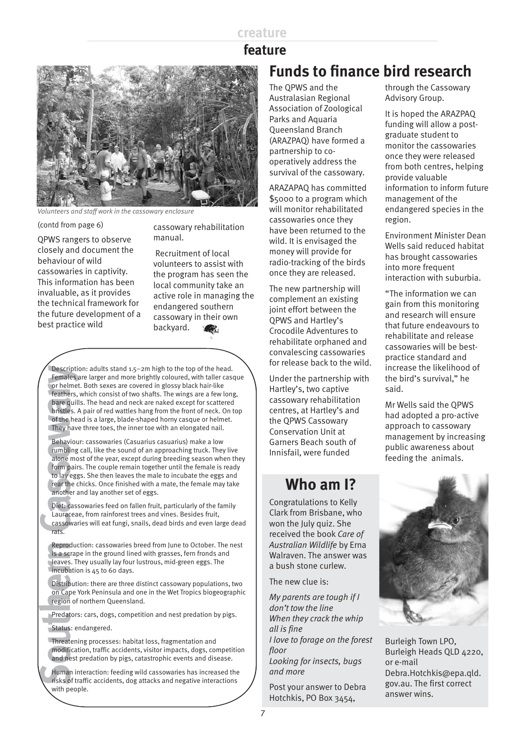## creature feature

*Volunteers and staff work in the cassowary enclosure*

(contd from page 6)

QPWS rangers to observe closely and document the behaviour of wild cassowaries in captivity. This information has been invaluable, as it provides the technical framework for the future development of a best practice wild cassowary rehabilitation manual.

Recruitment of local volunteers to assist with the program has seen the local community take an active role in managing the endangered southern cassowary in their own backyard.

### Southern Cassowary

Description: adults stand 1.5–2m high to the top of the head. Females are larger and more brightly coloured, with taller casque or helmet. Both sexes are covered in glossy black hair-like feathers, which consist of two shafts. The wings are a few long, bare quills. The head and neck are naked except for scattered bristles. A pair of red wattles hang from the front of neck. On top of the head is a large, blade-shaped horny casque or helmet. They have three toes, the inner toe with an elongated nail.

Behaviour: cassowaries (Casuarius casuarius) make a low rumbling call, like the sound of an approaching truck. They live alone most of the year, except during breeding season when they form pairs. The couple remain together until the female is ready to lay eggs. She then leaves the male to incubate the eggs and rear the chicks. Once finished with a mate, the female may take another and lay another set of eggs.

Diet: cassowaries feed on fallen fruit, particularly of the family Lauraceae, from rainforest trees and vines. Besides fruit, cassowaries will eat fungi, snails, dead birds and even large dead rats.

Reproduction: cassowaries breed from June to October. The nest is a scrape in the ground lined with grasses, fern fronds and leaves. They usually lay four lustrous, mid-green eggs. The incubation is 45 to 60 days.

Distribution: there are three distinct cassowary populations, two on Cape York Peninsula and one in the Wet Tropics biogeographic region of northern Queensland.

Predators: cars, dogs, competition and nest predation by pigs.

Status: endangered.

Threatening processes: habitat loss, fragmentation and modification, traffic accidents, visitor impacts, dogs, competition and nest predation by pigs, catastrophic events and disease.

Human interaction: feeding wild cassowaries has increased the risks of traffic accidents, dog attacks and negative interactions with people.

# Funds to finance bird research

The QPWS and the Australasian Regional Association of Zoological Parks and Aquaria Queensland Branch (ARAZPAQ) have formed a partnership to co-operatively address the survival of the cassowary.

ARAZAPAQ has committed $5000 to a program which will monitor rehabilitated cassowaries once they have been returned to the wild. It is envisaged the money will provide for radio-tracking of the birds once they are released.

The new partnership will complement an existing joint effort between the QPWS and Hartley's Crocodile Adventures to rehabilitate orphaned and convalescing cassowaries for release back to the wild.

Under the partnership with Hartley's, two captive cassowary rehabilitation centres, at Hartley's and the QPWS Cassowary Conservation Unit at Garners Beach south of Innisfail, were funded through the Cassowary Advisory Group.

It is hoped the ARAZPAQ funding will allow a post-graduate student to monitor the cassowaries once they were released from both centres, helping provide valuable information to inform future management of the endangered species in the region.

Environment Minister Dean Wells said reduced habitat has brought cassowaries into more frequent interaction with suburbia.

"The information we can gain from this monitoring and research will ensure that future endeavours to rehabilitate and release cassowaries will be best-practice standard and increase the likelihood of the bird's survival," he said.

Mr Wells said the QPWS had adopted a pro-active approach to cassowary management by increasing public awareness about feeding the animals.

## Who am I?

Congratulations to Kelly Clark from Brisbane, who won the July quiz. She received the book *Care of Australian Wildlife* by Erna Walraven. The answer was a bush stone curlew.

The new clue is:

*My parents are tough if I don't tow the line*
*When they crack the whip all is fine*
*I love to forage on the forest floor*
*Looking for insects, bugs and more*

Post your answer to Debra Hotchkis, PO Box 3454, Burleigh Town LPO, Burleigh Heads QLD 4220, or e-mail Debra.Hotchkis@epa.qld.gov.au. The first correct answer wins.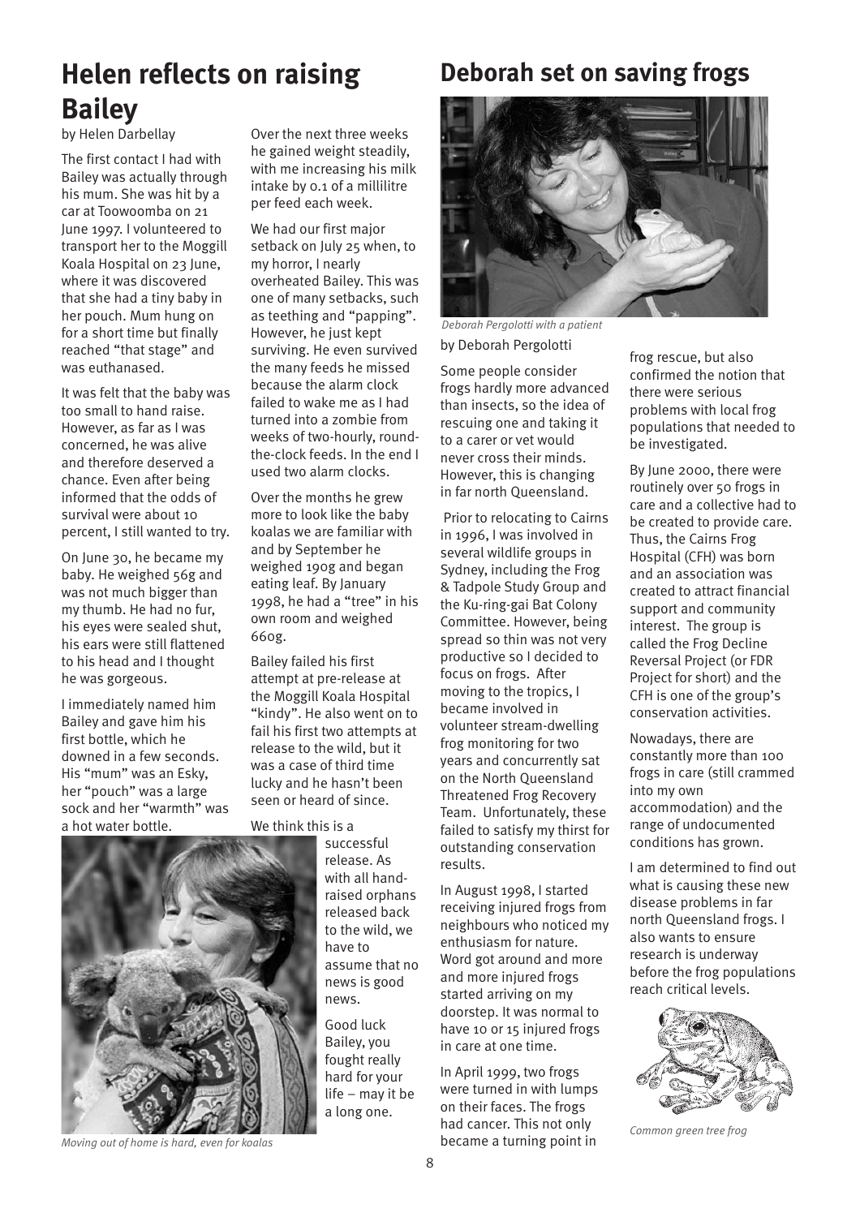# Helen reflects on raising Bailey

by Helen Darbellay

The first contact I had with Bailey was actually through his mum. She was hit by a car at Toowoomba on 21 June 1997. I volunteered to transport her to the Moggill Koala Hospital on 23 June, where it was discovered that she had a tiny baby in her pouch. Mum hung on for a short time but finally reached "that stage" and was euthanased.

It was felt that the baby was too small to hand raise. However, as far as I was concerned, he was alive and therefore deserved a chance. Even after being informed that the odds of survival were about 10 percent, I still wanted to try.

On June 30, he became my baby. He weighed 56g and was not much bigger than my thumb. He had no fur, his eyes were sealed shut, his ears were still flattened to his head and I thought he was gorgeous.

I immediately named him Bailey and gave him his first bottle, which he downed in a few seconds. His "mum" was an Esky, her "pouch" was a large sock and her "warmth" was a hot water bottle.

*Moving out of home is hard, even for koalas*

Over the next three weeks he gained weight steadily, with me increasing his milk intake by 0.1 of a millilitre per feed each week.

We had our first major setback on July 25 when, to my horror, I nearly overheated Bailey. This was one of many setbacks, such as teething and "papping". However, he just kept surviving. He even survived the many feeds he missed because the alarm clock failed to wake me as I had turned into a zombie from weeks of two-hourly, round-the-clock feeds. In the end I used two alarm clocks.

Over the months he grew more to look like the baby koalas we are familiar with and by September he weighed 190g and began eating leaf. By January 1998, he had a "tree" in his own room and weighed 660g.

Bailey failed his first attempt at pre-release at the Moggill Koala Hospital "kindy". He also went on to fail his first two attempts at release to the wild, but it was a case of third time lucky and he hasn't been seen or heard of since.

We think this is a successful release. As with all hand-raised orphans released back to the wild, we have to assume that no news is good news.

Good luck Bailey, you fought really hard for your life – may it be a long one.

# Deborah set on saving frogs

*Deborah Pergolotti with a patient*

by Deborah Pergolotti

Some people consider frogs hardly more advanced than insects, so the idea of rescuing one and taking it to a carer or vet would never cross their minds. However, this is changing in far north Queensland.

Prior to relocating to Cairns in 1996, I was involved in several wildlife groups in Sydney, including the Frog & Tadpole Study Group and the Ku-ring-gai Bat Colony Committee. However, being spread so thin was not very productive so I decided to focus on frogs. After moving to the tropics, I became involved in volunteer stream-dwelling frog monitoring for two years and concurrently sat on the North Queensland Threatened Frog Recovery Team. Unfortunately, these failed to satisfy my thirst for outstanding conservation results.

In August 1998, I started receiving injured frogs from neighbours who noticed my enthusiasm for nature. Word got around and more and more injured frogs started arriving on my doorstep. It was normal to have 10 or 15 injured frogs in care at one time.

In April 1999, two frogs were turned in with lumps on their faces. The frogs had cancer. This not only became a turning point in frog rescue, but also confirmed the notion that there were serious problems with local frog populations that needed to be investigated.

By June 2000, there were routinely over 50 frogs in care and a collective had to be created to provide care. Thus, the Cairns Frog Hospital (CFH) was born and an association was created to attract financial support and community interest. The group is called the Frog Decline Reversal Project (or FDR Project for short) and the CFH is one of the group's conservation activities.

Nowadays, there are constantly more than 100 frogs in care (still crammed into my own accommodation) and the range of undocumented conditions has grown.

I am determined to find out what is causing these new disease problems in far north Queensland frogs. I also wants to ensure research is underway before the frog populations reach critical levels.

*Common green tree frog*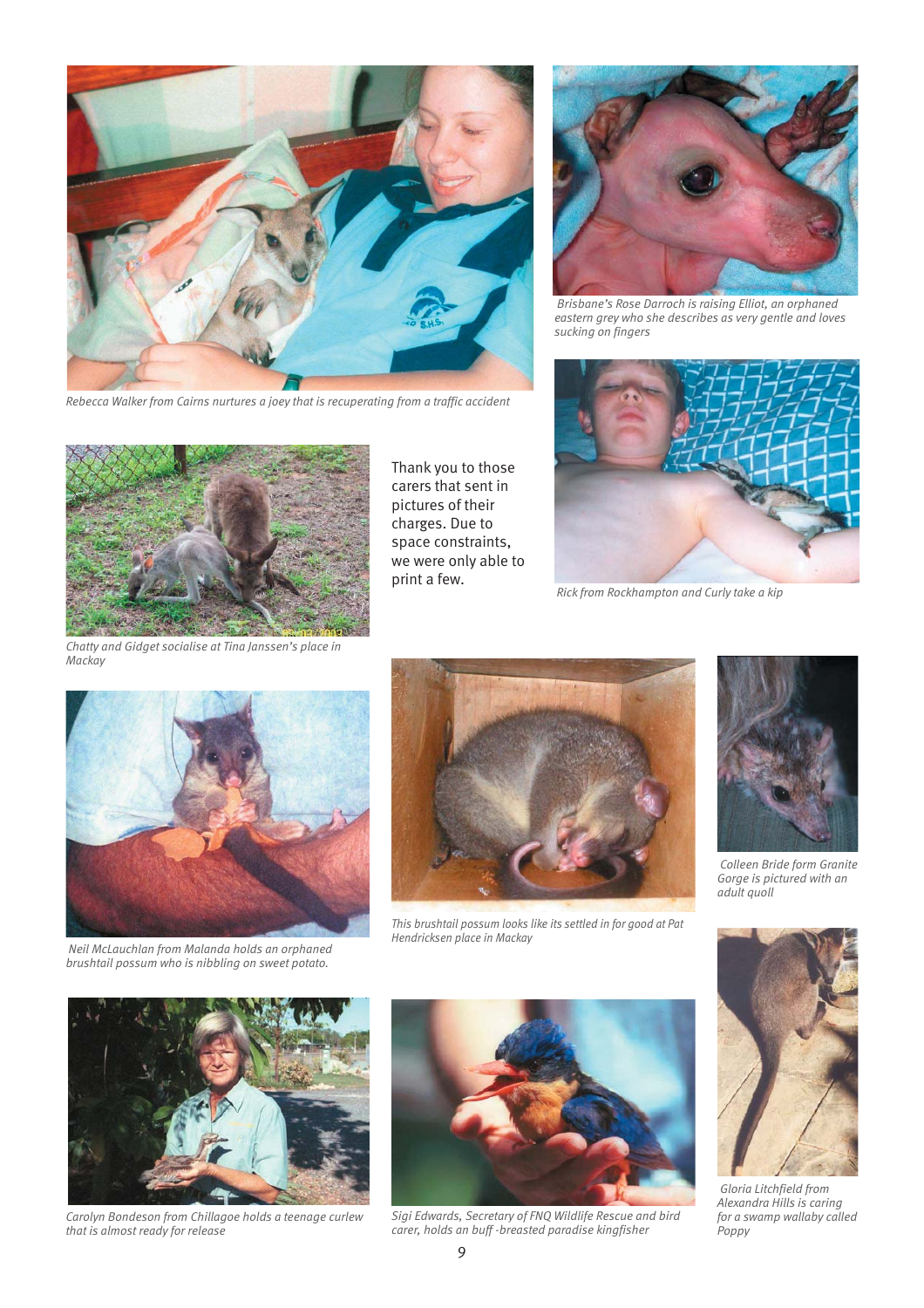*Rebecca Walker from Cairns nurtures a joey that is recuperating from a traffic accident*

*Brisbane's Rose Darroch is raising Elliot, an orphaned eastern grey who she describes as very gentle and loves sucking on fingers*

*Chatty and Gidget socialise at Tina Janssen's place in Mackay*

Thank you to those carers that sent in pictures of their charges. Due to space constraints, we were only able to print a few.

*Rick from Rockhampton and Curly take a kip*

*Neil McLauchlan from Malanda holds an orphaned brushtail possum who is nibbling on sweet potato.*

*This brushtail possum looks like its settled in for good at Pat Hendricksen place in Mackay*

*Colleen Bride form Granite Gorge is pictured with an adult quoll*

*Carolyn Bondeson from Chillagoe holds a teenage curlew that is almost ready for release*

*Sigi Edwards, Secretary of FNQ Wildlife Rescue and bird carer, holds an buff -breasted paradise kingfisher*

*Gloria Litchfield from Alexandra Hills is caring for a swamp wallaby called Poppy*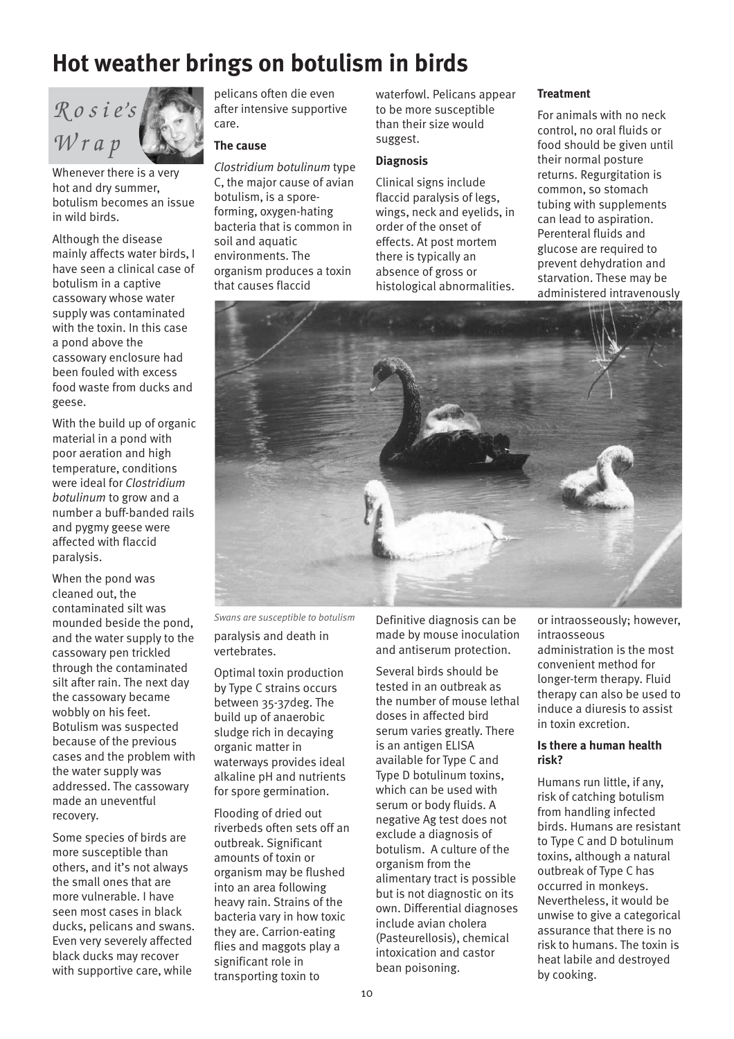# Hot weather brings on botulism in birds

*Rosie's Wrap*

Whenever there is a very hot and dry summer, botulism becomes an issue in wild birds.

Although the disease mainly affects water birds, I have seen a clinical case of botulism in a captive cassowary whose water supply was contaminated with the toxin. In this case a pond above the cassowary enclosure had been fouled with excess food waste from ducks and geese.

With the build up of organic material in a pond with poor aeration and high temperature, conditions were ideal for *Clostridium botulinum* to grow and a number a buff-banded rails and pygmy geese were affected with flaccid paralysis.

When the pond was cleaned out, the contaminated silt was mounded beside the pond, and the water supply to the cassowary pen trickled through the contaminated silt after rain. The next day the cassowary became wobbly on his feet. Botulism was suspected because of the previous cases and the problem with the water supply was addressed. The cassowary made an uneventful recovery.

Some species of birds are more susceptible than others, and it's not always the small ones that are more vulnerable. I have seen most cases in black ducks, pelicans and swans. Even very severely affected black ducks may recover with supportive care, while pelicans often die even after intensive supportive care.

**The cause**

*Clostridium botulinum* type C, the major cause of avian botulism, is a spore-forming, oxygen-hating bacteria that is common in soil and aquatic environments. The organism produces a toxin that causes flaccid paralysis and death in vertebrates.

Optimal toxin production by Type C strains occurs between 35-37deg. The build up of anaerobic sludge rich in decaying organic matter in waterways provides ideal alkaline pH and nutrients for spore germination.

Flooding of dried out riverbeds often sets off an outbreak. Significant amounts of toxin or organism may be flushed into an area following heavy rain. Strains of the bacteria vary in how toxic they are. Carrion-eating flies and maggots play a significant role in transporting toxin to waterfowl. Pelicans appear to be more susceptible than their size would suggest.

**Diagnosis**

Clinical signs include flaccid paralysis of legs, wings, neck and eyelids, in order of the onset of effects. At post mortem there is typically an absence of gross or histological abnormalities.

*Swans are susceptible to botulism*

Definitive diagnosis can be made by mouse inoculation and antiserum protection.

Several birds should be tested in an outbreak as the number of mouse lethal doses in affected bird serum varies greatly. There is an antigen ELISA available for Type C and Type D botulinum toxins, which can be used with serum or body fluids. A negative Ag test does not exclude a diagnosis of botulism. A culture of the organism from the alimentary tract is possible but is not diagnostic on its own. Differential diagnoses include avian cholera (Pasteurellosis), chemical intoxication and castor bean poisoning.

**Treatment**

For animals with no neck control, no oral fluids or food should be given until their normal posture returns. Regurgitation is common, so stomach tubing with supplements can lead to aspiration. Perenteral fluids and glucose are required to prevent dehydration and starvation. These may be administered intravenously or intraosseously; however, intraosseous administration is the most convenient method for longer-term therapy. Fluid therapy can also be used to induce a diuresis to assist in toxin excretion.

**Is there a human health risk?**

Humans run little, if any, risk of catching botulism from handling infected birds. Humans are resistant to Type C and D botulinum toxins, although a natural outbreak of Type C has occurred in monkeys. Nevertheless, it would be unwise to give a categorical assurance that there is no risk to humans. The toxin is heat labile and destroyed by cooking.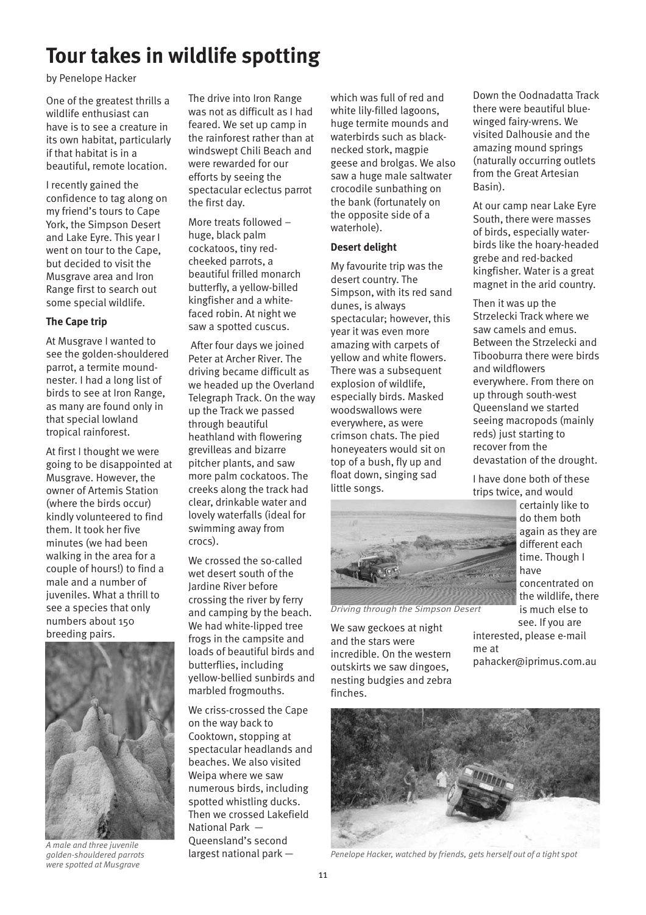# Tour takes in wildlife spotting

by Penelope Hacker

One of the greatest thrills a wildlife enthusiast can have is to see a creature in its own habitat, particularly if that habitat is in a beautiful, remote location.

I recently gained the confidence to tag along on my friend's tours to Cape York, the Simpson Desert and Lake Eyre. This year I went on tour to the Cape, but decided to visit the Musgrave area and Iron Range first to search out some special wildlife.

**The Cape trip**

At Musgrave I wanted to see the golden-shouldered parrot, a termite mound-nester. I had a long list of birds to see at Iron Range, as many are found only in that special lowland tropical rainforest.

At first I thought we were going to be disappointed at Musgrave. However, the owner of Artemis Station (where the birds occur) kindly volunteered to find them. It took her five minutes (we had been walking in the area for a couple of hours!) to find a male and a number of juveniles. What a thrill to see a species that only numbers about 150 breeding pairs.

*A male and three juvenile golden-shouldered parrots were spotted at Musgrave*

The drive into Iron Range was not as difficult as I had feared. We set up camp in the rainforest rather than at windswept Chili Beach and were rewarded for our efforts by seeing the spectacular eclectus parrot the first day.

More treats followed – huge, black palm cockatoos, tiny red-cheeked parrots, a beautiful frilled monarch butterfly, a yellow-billed kingfisher and a white-faced robin. At night we saw a spotted cuscus.

After four days we joined Peter at Archer River. The driving became difficult as we headed up the Overland Telegraph Track. On the way up the Track we passed through beautiful heathland with flowering grevilleas and bizarre pitcher plants, and saw more palm cockatoos. The creeks along the track had clear, drinkable water and lovely waterfalls (ideal for swimming away from crocs).

We crossed the so-called wet desert south of the Jardine River before crossing the river by ferry and camping by the beach. We had white-lipped tree frogs in the campsite and loads of beautiful birds and butterflies, including yellow-bellied sunbirds and marbled frogmouths.

We criss-crossed the Cape on the way back to Cooktown, stopping at spectacular headlands and beaches. We also visited Weipa where we saw numerous birds, including spotted whistling ducks. Then we crossed Lakefield National Park — Queensland's second largest national park — which was full of red and white lily-filled lagoons, huge termite mounds and waterbirds such as black-necked stork, magpie geese and brolgas. We also saw a huge male saltwater crocodile sunbathing on the bank (fortunately on the opposite side of a waterhole).

**Desert delight**

My favourite trip was the desert country. The Simpson, with its red sand dunes, is always spectacular; however, this year it was even more amazing with carpets of yellow and white flowers. There was a subsequent explosion of wildlife, especially birds. Masked woodswallows were everywhere, as were crimson chats. The pied honeyeaters would sit on top of a bush, fly up and float down, singing sad little songs.

*Driving through the Simpson Desert*

We saw geckoes at night and the stars were incredible. On the western outskirts we saw dingoes, nesting budgies and zebra finches.

Down the Oodnadatta Track there were beautiful blue-winged fairy-wrens. We visited Dalhousie and the amazing mound springs (naturally occurring outlets from the Great Artesian Basin).

At our camp near Lake Eyre South, there were masses of birds, especially water-birds like the hoary-headed grebe and red-backed kingfisher. Water is a great magnet in the arid country.

Then it was up the Strzelecki Track where we saw camels and emus. Between the Strzelecki and Tibooburra there were birds and wildflowers everywhere. From there on up through south-west Queensland we started seeing macropods (mainly reds) just starting to recover from the devastation of the drought.

I have done both of these trips twice, and would certainly like to do them both again as they are different each time. Though I have concentrated on the wildlife, there is much else to see. If you are interested, please e-mail me at pahacker@iprimus.com.au

*Penelope Hacker, watched by friends, gets herself out of a tight spot*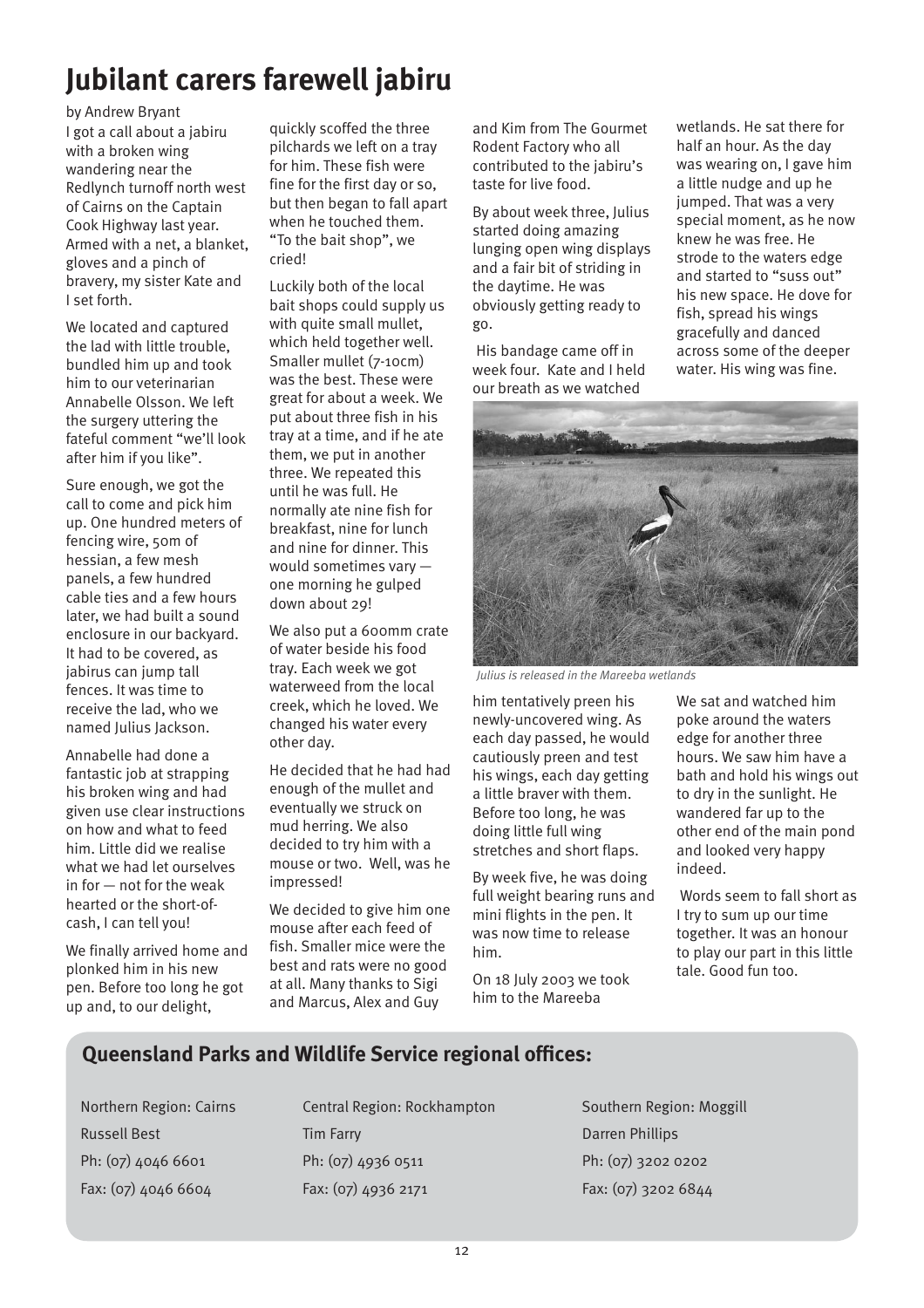# Jubilant carers farewell jabiru

by Andrew Bryant

I got a call about a jabiru with a broken wing wandering near the Redlynch turnoff north west of Cairns on the Captain Cook Highway last year. Armed with a net, a blanket, gloves and a pinch of bravery, my sister Kate and I set forth.

We located and captured the lad with little trouble, bundled him up and took him to our veterinarian Annabelle Olsson. We left the surgery uttering the fateful comment "we'll look after him if you like".

Sure enough, we got the call to come and pick him up. One hundred meters of fencing wire, 50m of hessian, a few mesh panels, a few hundred cable ties and a few hours later, we had built a sound enclosure in our backyard. It had to be covered, as jabirus can jump tall fences. It was time to receive the lad, who we named Julius Jackson.

Annabelle had done a fantastic job at strapping his broken wing and had given use clear instructions on how and what to feed him. Little did we realise what we had let ourselves in for — not for the weak hearted or the short-of-cash, I can tell you!

We finally arrived home and plonked him in his new pen. Before too long he got up and, to our delight, quickly scoffed the three pilchards we left on a tray for him. These fish were fine for the first day or so, but then began to fall apart when he touched them. "To the bait shop", we cried!

Luckily both of the local bait shops could supply us with quite small mullet, which held together well. Smaller mullet (7-10cm) was the best. These were great for about a week. We put about three fish in his tray at a time, and if he ate them, we put in another three. We repeated this until he was full. He normally ate nine fish for breakfast, nine for lunch and nine for dinner. This would sometimes vary — one morning he gulped down about 29!

We also put a 600mm crate of water beside his food tray. Each week we got waterweed from the local creek, which he loved. We changed his water every other day.

He decided that he had had enough of the mullet and eventually we struck on mud herring. We also decided to try him with a mouse or two. Well, was he impressed!

We decided to give him one mouse after each feed of fish. Smaller mice were the best and rats were no good at all. Many thanks to Sigi and Marcus, Alex and Guy and Kim from The Gourmet Rodent Factory who all contributed to the jabiru's taste for live food.

By about week three, Julius started doing amazing lunging open wing displays and a fair bit of striding in the daytime. He was obviously getting ready to go.

His bandage came off in week four. Kate and I held our breath as we watched him tentatively preen his newly-uncovered wing. As each day passed, he would cautiously preen and test his wings, each day getting a little braver with them. Before too long, he was doing little full wing stretches and short flaps.

By week five, he was doing full weight bearing runs and mini flights in the pen. It was now time to release him.

On 18 July 2003 we took him to the Mareeba wetlands. He sat there for half an hour. As the day was wearing on, I gave him a little nudge and up he jumped. That was a very special moment, as he now knew he was free. He strode to the waters edge and started to "suss out" his new space. He dove for fish, spread his wings gracefully and danced across some of the deeper water. His wing was fine.

*Julius is released in the Mareeba wetlands*

We sat and watched him poke around the waters edge for another three hours. We saw him have a bath and hold his wings out to dry in the sunlight. He wandered far up to the other end of the main pond and looked very happy indeed.

Words seem to fall short as I try to sum up our time together. It was an honour to play our part in this little tale. Good fun too.

## Queensland Parks and Wildlife Service regional offices:

Northern Region: Cairns
Russell Best
Ph: (07) 4046 6601
Fax: (07) 4046 6604

Central Region: Rockhampton
Tim Farry
Ph: (07) 4936 0511
Fax: (07) 4936 2171

Southern Region: Moggill
Darren Phillips
Ph: (07) 3202 0202
Fax: (07) 3202 6844